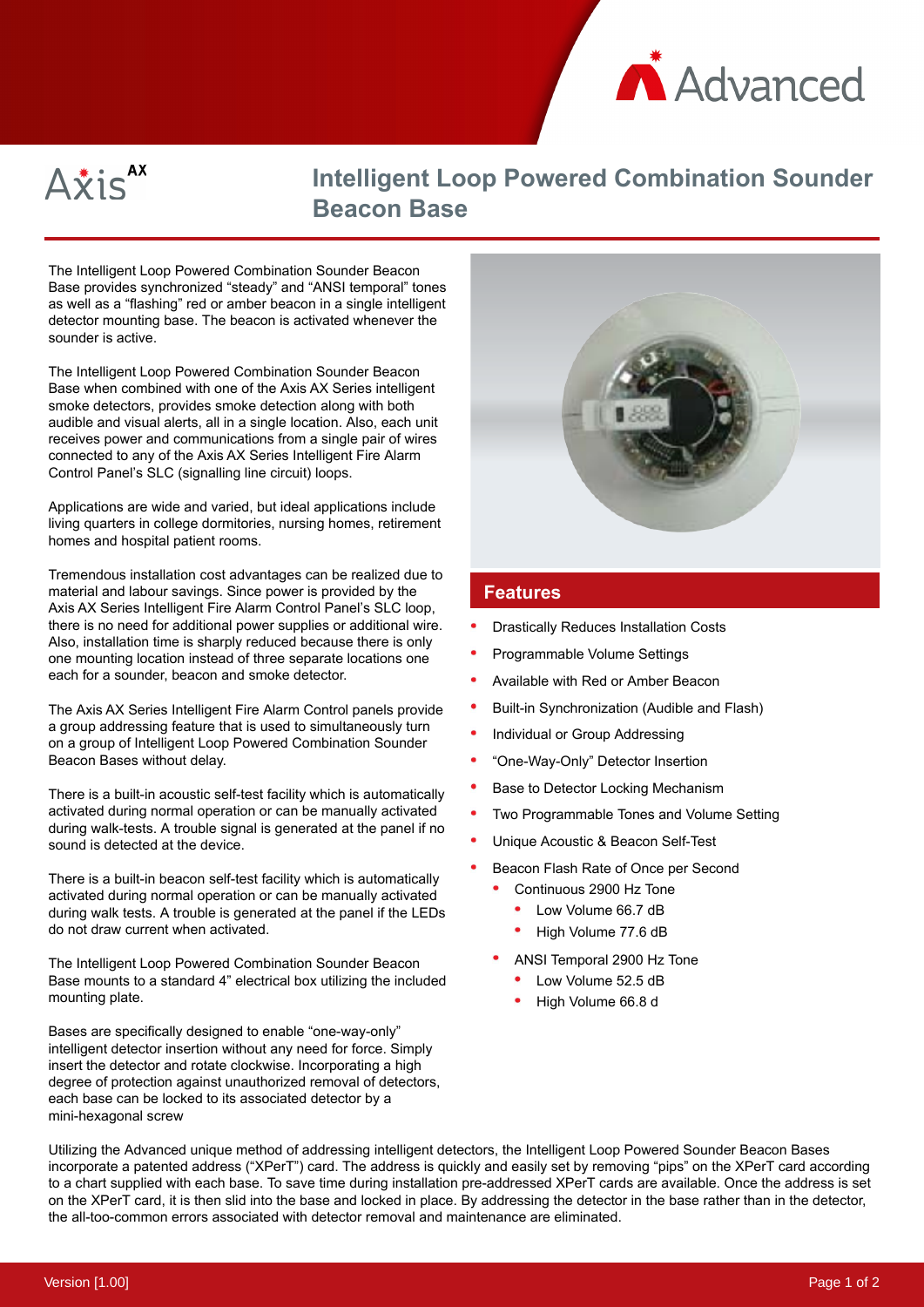Advanced

Axis AX

# Intelligent Loop Powered Combination Sounder Beacon Base

The Intelligent Loop Powered Combination Sounder Beacon Base provides synchronized "steady" and "ANSI temporal" tones as well as a "flashing" red or amber beacon in a single intelligent detector mounting base. The beacon is activated whenever the sounder is active.

The Intelligent Loop Powered Combination Sounder Beacon Base when combined with one of the Axis AX Series intelligent smoke detectors, provides smoke detection along with both audible and visual alerts, all in a single location. Also, each unit receives power and communications from a single pair of wires connected to any of the Axis AX Series Intelligent Fire Alarm Control Panel's SLC (signalling line circuit) loops.

Applications are wide and varied, but ideal applications include living quarters in college dormitories, nursing homes, retirement homes and hospital patient rooms.

Tremendous installation cost advantages can be realized due to material and labour savings. Since power is provided by the Axis AX Series Intelligent Fire Alarm Control Panel's SLC loop, there is no need for additional power supplies or additional wire. Also, installation time is sharply reduced because there is only one mounting location instead of three separate locations one each for a sounder, beacon and smoke detector.

The Axis AX Series Intelligent Fire Alarm Control panels provide a group addressing feature that is used to simultaneously turn on a group of Intelligent Loop Powered Combination Sounder Beacon Bases without delay.

There is a built-in acoustic self-test facility which is automatically activated during normal operation or can be manually activated during walk-tests. A trouble signal is generated at the panel if no sound is detected at the device.

There is a built-in beacon self-test facility which is automatically activated during normal operation or can be manually activated during walk tests. A trouble is generated at the panel if the LEDs do not draw current when activated.

The Intelligent Loop Powered Combination Sounder Beacon Base mounts to a standard 4" electrical box utilizing the included mounting plate.

Bases are specifically designed to enable "one-way-only" intelligent detector insertion without any need for force. Simply insert the detector and rotate clockwise. Incorporating a high degree of protection against unauthorized removal of detectors, each base can be locked to its associated detector by a mini-hexagonal screw

## Features

- Drastically Reduces Installation Costs
- Programmable Volume Settings
- Available with Red or Amber Beacon
- Built-in Synchronization (Audible and Flash)
- Individual or Group Addressing
- "One-Way-Only" Detector Insertion
- Base to Detector Locking Mechanism
- Two Programmable Tones and Volume Setting
- Unique Acoustic & Beacon Self-Test
- Beacon Flash Rate of Once per Second
  - Continuous 2900 Hz Tone
    - Low Volume 66.7 dB
    - High Volume 77.6 dB
  - ANSI Temporal 2900 Hz Tone
    - Low Volume 52.5 dB
    - High Volume 66.8 d

Utilizing the Advanced unique method of addressing intelligent detectors, the Intelligent Loop Powered Sounder Beacon Bases incorporate a patented address ("XPerT") card. The address is quickly and easily set by removing "pips" on the XPerT card according to a chart supplied with each base. To save time during installation pre-addressed XPerT cards are available. Once the address is set on the XPerT card, it is then slid into the base and locked in place. By addressing the detector in the base rather than in the detector, the all-too-common errors associated with detector removal and maintenance are eliminated.

Version [1.00]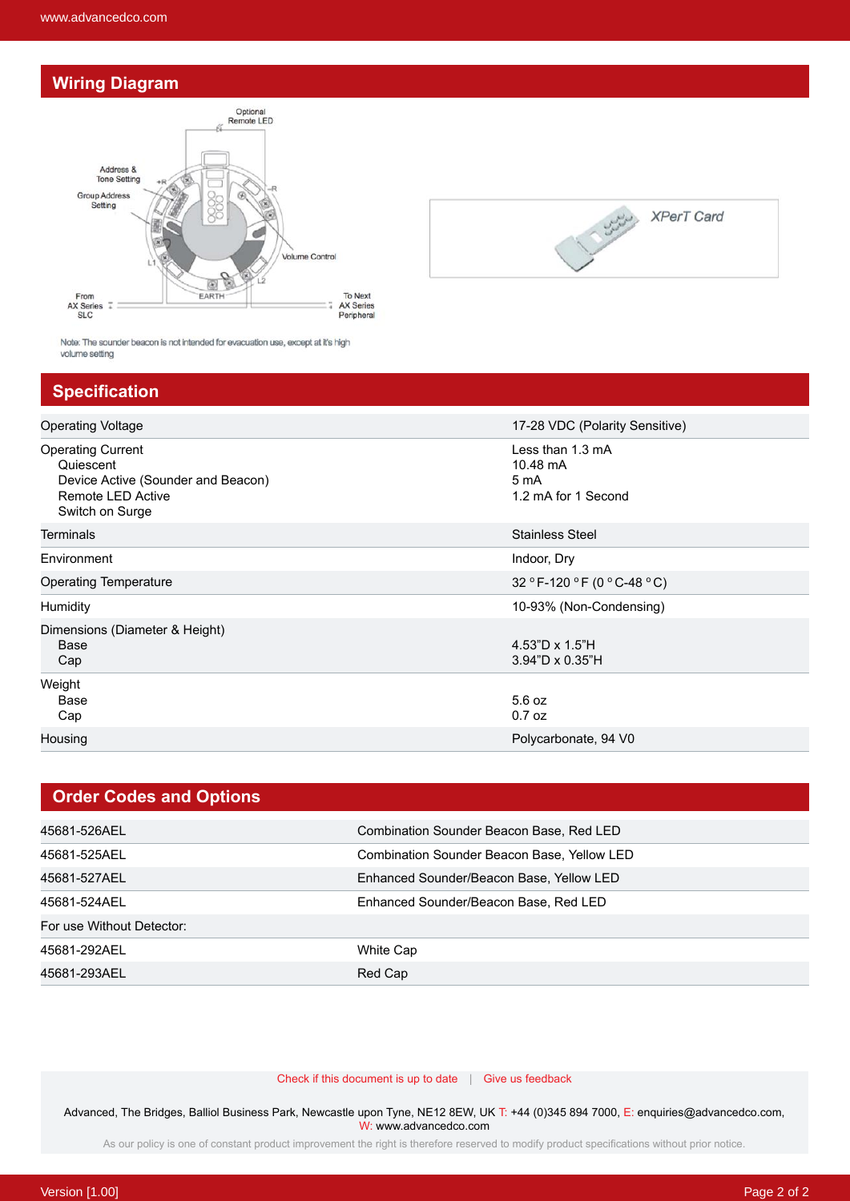## Wiring Diagram

Optional
Remote LED

Address &
Tone Setting

Group Address
Setting

+R

-R

Volume Control

L1

L2

EARTH

From
AX Series
SLC

To Next
AX Series
Peripheral

XPerT Card

Note: The sounder beacon is not intended for evacuation use, except at it's high volume setting

## Specification

| | |
|---|---|
| Operating Voltage | 17-28 VDC (Polarity Sensitive) |
| Operating Current<br>Quiescent<br>Device Active (Sounder and Beacon)<br>Remote LED Active<br>Switch on Surge | Less than 1.3 mA<br>10.48 mA<br>5 mA<br>1.2 mA for 1 Second |
| Terminals | Stainless Steel |
| Environment | Indoor, Dry |
| Operating Temperature | 32 °F-120 °F (0 °C-48 °C) |
| Humidity | 10-93% (Non-Condensing) |
| Dimensions (Diameter & Height)<br>Base<br>Cap | <br>4.53"D x 1.5"H<br>3.94"D x 0.35"H |
| Weight<br>Base<br>Cap | <br>5.6 oz<br>0.7 oz |
| Housing | Polycarbonate, 94 V0 |

## Order Codes and Options

| | |
|---|---|
| 45681-526AEL | Combination Sounder Beacon Base, Red LED |
| 45681-525AEL | Combination Sounder Beacon Base, Yellow LED |
| 45681-527AEL | Enhanced Sounder/Beacon Base, Yellow LED |
| 45681-524AEL | Enhanced Sounder/Beacon Base, Red LED |
| For use Without Detector: | |
| 45681-292AEL | White Cap |
| 45681-293AEL | Red Cap |

Check if this document is up to date | Give us feedback

Advanced, The Bridges, Balliol Business Park, Newcastle upon Tyne, NE12 8EW, UK T: +44 (0)345 894 7000, E: enquiries@advancedco.com, W: www.advancedco.com

As our policy is one of constant product improvement the right is therefore reserved to modify product specifications without prior notice.

Version [1.00]